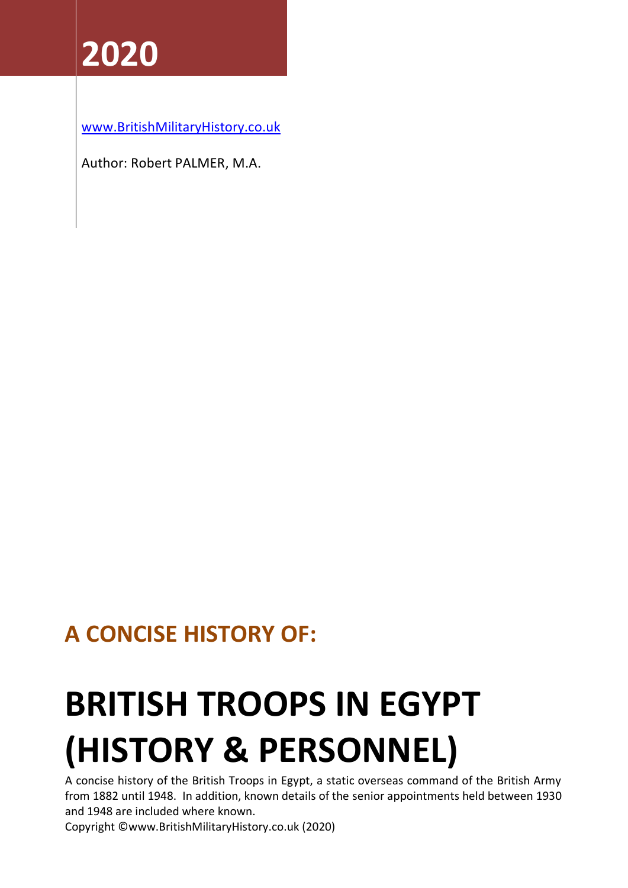# 2020

www.BritishMilitaryHistory.co.uk

Author: Robert PALMER, M.A.

## A CONCISE HISTORY OF:

# BRITISH TROOPS IN EGYPT (HISTORY & PERSONNEL)

A concise history of the British Troops in Egypt, a static overseas command of the British Army from 1882 until 1948. In addition, known details of the senior appointments held between 1930 and 1948 are included where known.

Copyright ©www.BritishMilitaryHistory.co.uk (2020)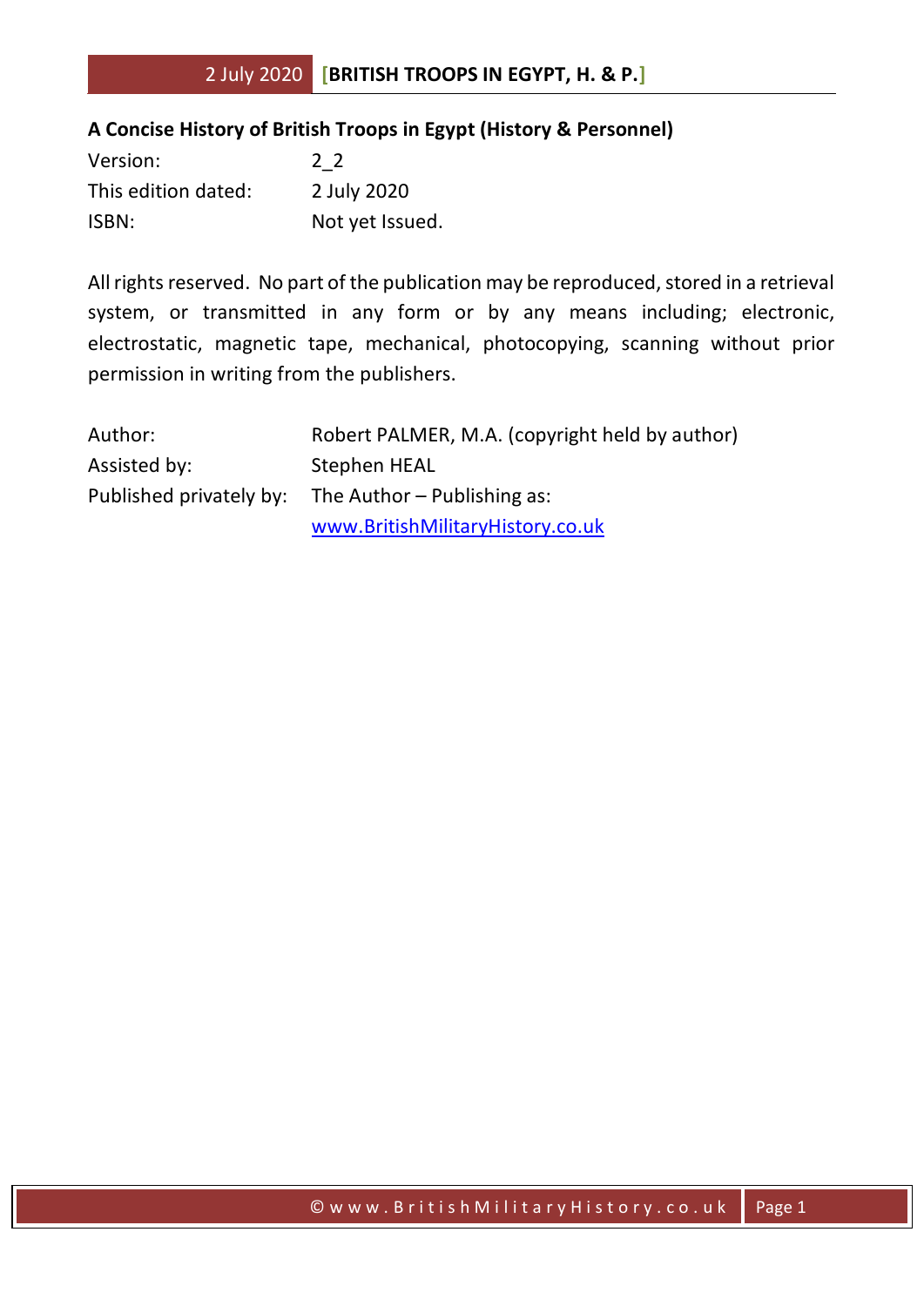**A Concise History of British Troops in Egypt (History & Personnel)**

| | |
|---|---|
| Version: | 2_2 |
| This edition dated: | 2 July 2020 |
| ISBN: | Not yet Issued. |

All rights reserved. No part of the publication may be reproduced, stored in a retrieval system, or transmitted in any form or by any means including; electronic, electrostatic, magnetic tape, mechanical, photocopying, scanning without prior permission in writing from the publishers.

| | |
|---|---|
| Author: | Robert PALMER, M.A. (copyright held by author) |
| Assisted by: | Stephen HEAL |
| Published privately by: | The Author – Publishing as: |
| | [www.BritishMilitaryHistory.co.uk](http://www.BritishMilitaryHistory.co.uk) |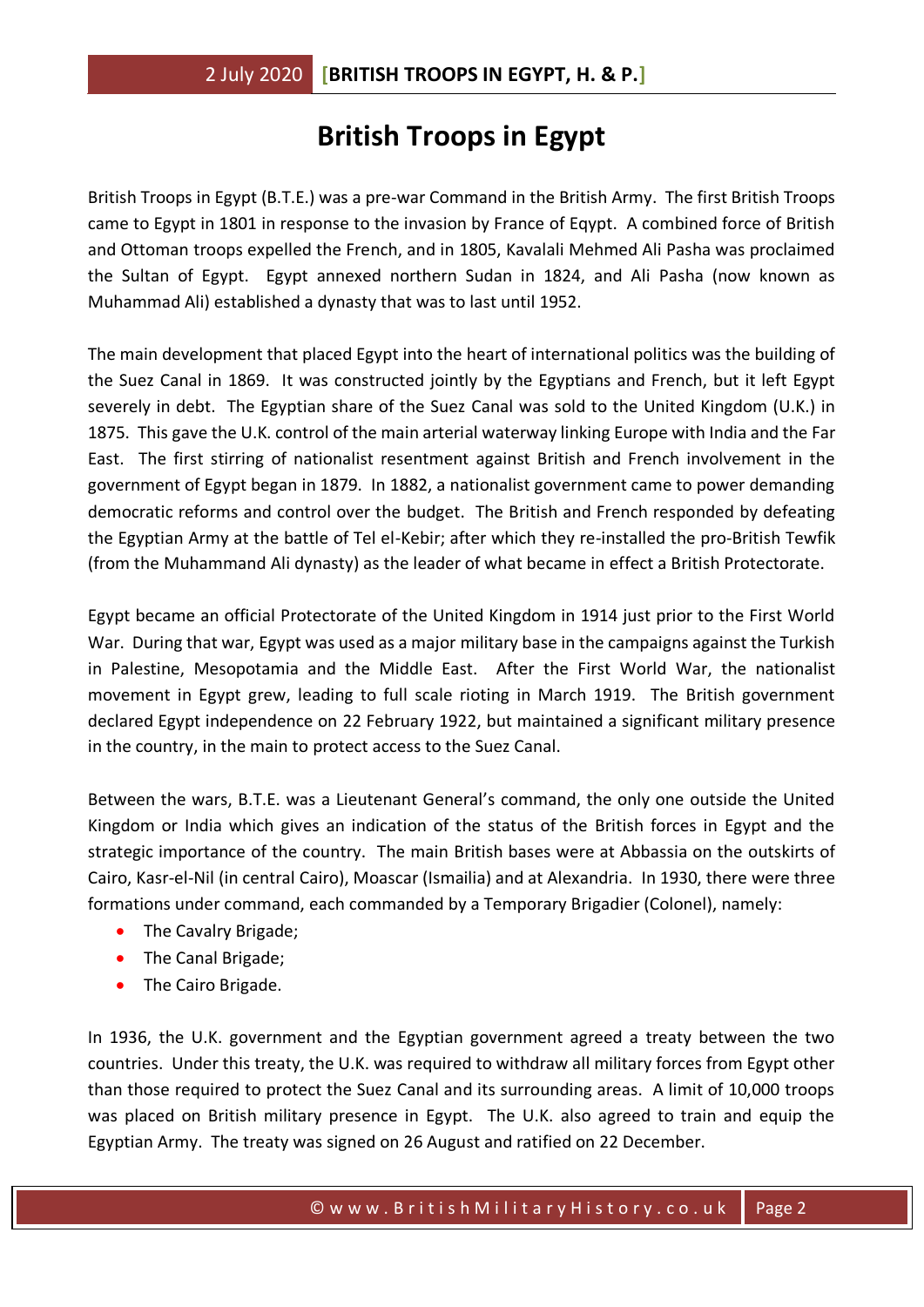# British Troops in Egypt

British Troops in Egypt (B.T.E.) was a pre-war Command in the British Army. The first British Troops came to Egypt in 1801 in response to the invasion by France of Eqypt. A combined force of British and Ottoman troops expelled the French, and in 1805, Kavalali Mehmed Ali Pasha was proclaimed the Sultan of Egypt. Egypt annexed northern Sudan in 1824, and Ali Pasha (now known as Muhammad Ali) established a dynasty that was to last until 1952.

The main development that placed Egypt into the heart of international politics was the building of the Suez Canal in 1869. It was constructed jointly by the Egyptians and French, but it left Egypt severely in debt. The Egyptian share of the Suez Canal was sold to the United Kingdom (U.K.) in 1875. This gave the U.K. control of the main arterial waterway linking Europe with India and the Far East. The first stirring of nationalist resentment against British and French involvement in the government of Egypt began in 1879. In 1882, a nationalist government came to power demanding democratic reforms and control over the budget. The British and French responded by defeating the Egyptian Army at the battle of Tel el-Kebir; after which they re-installed the pro-British Tewfik (from the Muhammand Ali dynasty) as the leader of what became in effect a British Protectorate.

Egypt became an official Protectorate of the United Kingdom in 1914 just prior to the First World War. During that war, Egypt was used as a major military base in the campaigns against the Turkish in Palestine, Mesopotamia and the Middle East. After the First World War, the nationalist movement in Egypt grew, leading to full scale rioting in March 1919. The British government declared Egypt independence on 22 February 1922, but maintained a significant military presence in the country, in the main to protect access to the Suez Canal.

Between the wars, B.T.E. was a Lieutenant General's command, the only one outside the United Kingdom or India which gives an indication of the status of the British forces in Egypt and the strategic importance of the country. The main British bases were at Abbassia on the outskirts of Cairo, Kasr-el-Nil (in central Cairo), Moascar (Ismailia) and at Alexandria. In 1930, there were three formations under command, each commanded by a Temporary Brigadier (Colonel), namely:

- The Cavalry Brigade;
- The Canal Brigade;
- The Cairo Brigade.

In 1936, the U.K. government and the Egyptian government agreed a treaty between the two countries. Under this treaty, the U.K. was required to withdraw all military forces from Egypt other than those required to protect the Suez Canal and its surrounding areas. A limit of 10,000 troops was placed on British military presence in Egypt. The U.K. also agreed to train and equip the Egyptian Army. The treaty was signed on 26 August and ratified on 22 December.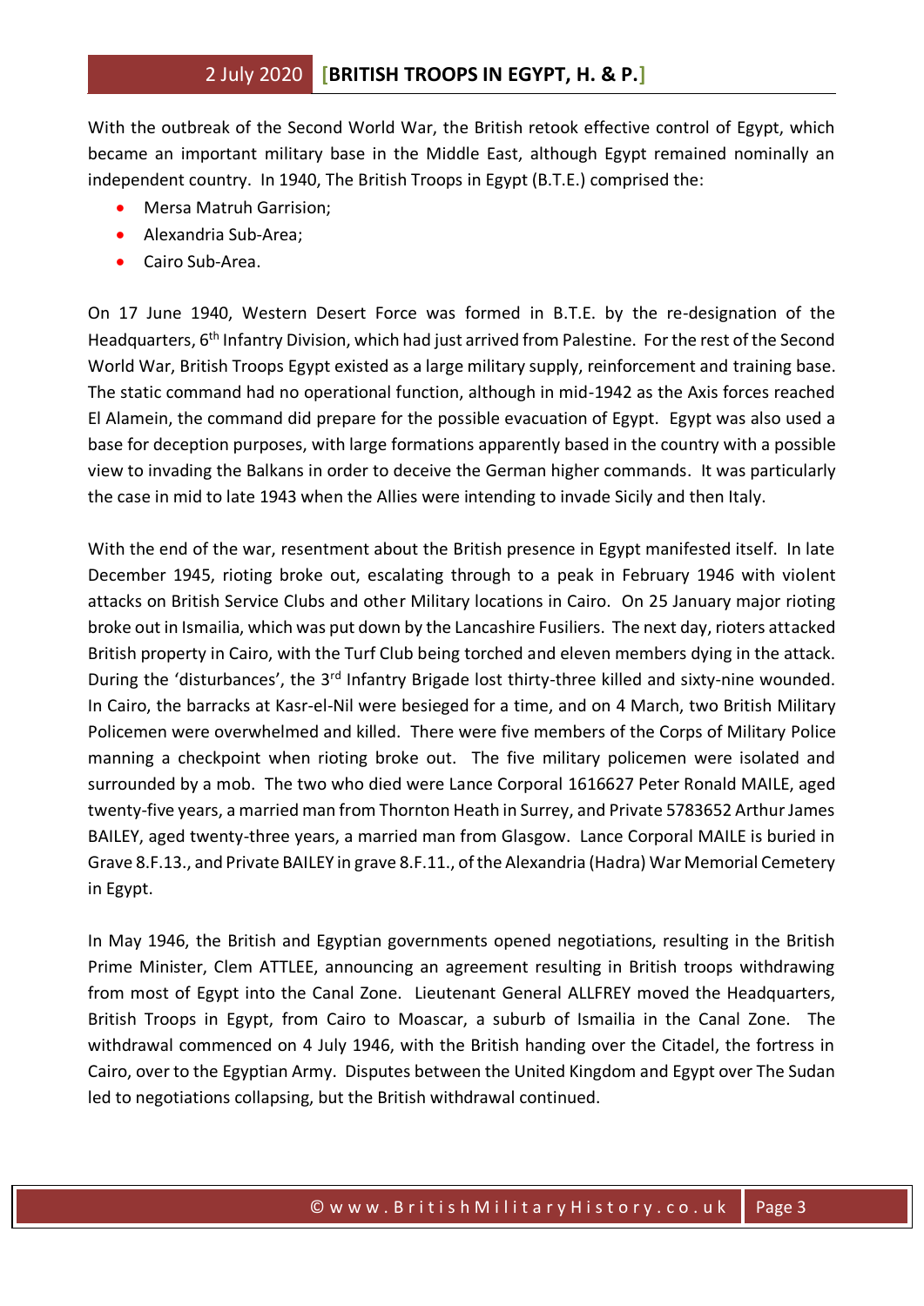With the outbreak of the Second World War, the British retook effective control of Egypt, which became an important military base in the Middle East, although Egypt remained nominally an independent country. In 1940, The British Troops in Egypt (B.T.E.) comprised the:

- Mersa Matruh Garrison;
- Alexandria Sub-Area;
- Cairo Sub-Area.

On 17 June 1940, Western Desert Force was formed in B.T.E. by the re-designation of the Headquarters, 6th Infantry Division, which had just arrived from Palestine. For the rest of the Second World War, British Troops Egypt existed as a large military supply, reinforcement and training base. The static command had no operational function, although in mid-1942 as the Axis forces reached El Alamein, the command did prepare for the possible evacuation of Egypt. Egypt was also used a base for deception purposes, with large formations apparently based in the country with a possible view to invading the Balkans in order to deceive the German higher commands. It was particularly the case in mid to late 1943 when the Allies were intending to invade Sicily and then Italy.

With the end of the war, resentment about the British presence in Egypt manifested itself. In late December 1945, rioting broke out, escalating through to a peak in February 1946 with violent attacks on British Service Clubs and other Military locations in Cairo. On 25 January major rioting broke out in Ismailia, which was put down by the Lancashire Fusiliers. The next day, rioters attacked British property in Cairo, with the Turf Club being torched and eleven members dying in the attack. During the 'disturbances', the 3rd Infantry Brigade lost thirty-three killed and sixty-nine wounded. In Cairo, the barracks at Kasr-el-Nil were besieged for a time, and on 4 March, two British Military Policemen were overwhelmed and killed. There were five members of the Corps of Military Police manning a checkpoint when rioting broke out. The five military policemen were isolated and surrounded by a mob. The two who died were Lance Corporal 1616627 Peter Ronald MAILE, aged twenty-five years, a married man from Thornton Heath in Surrey, and Private 5783652 Arthur James BAILEY, aged twenty-three years, a married man from Glasgow. Lance Corporal MAILE is buried in Grave 8.F.13., and Private BAILEY in grave 8.F.11., of the Alexandria (Hadra) War Memorial Cemetery in Egypt.

In May 1946, the British and Egyptian governments opened negotiations, resulting in the British Prime Minister, Clem ATTLEE, announcing an agreement resulting in British troops withdrawing from most of Egypt into the Canal Zone. Lieutenant General ALLFREY moved the Headquarters, British Troops in Egypt, from Cairo to Moascar, a suburb of Ismailia in the Canal Zone. The withdrawal commenced on 4 July 1946, with the British handing over the Citadel, the fortress in Cairo, over to the Egyptian Army. Disputes between the United Kingdom and Egypt over The Sudan led to negotiations collapsing, but the British withdrawal continued.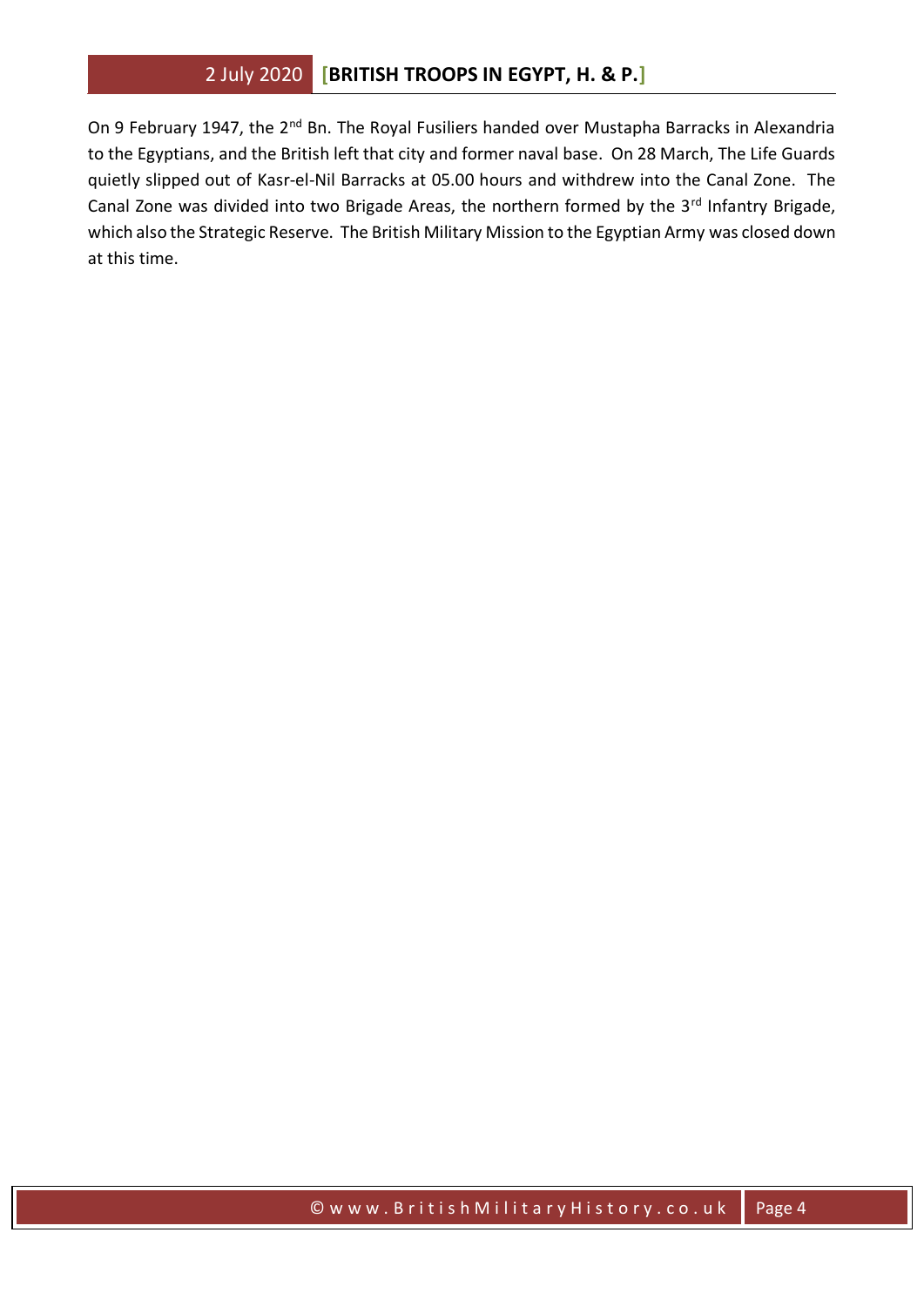On 9 February 1947, the 2nd Bn. The Royal Fusiliers handed over Mustapha Barracks in Alexandria to the Egyptians, and the British left that city and former naval base. On 28 March, The Life Guards quietly slipped out of Kasr-el-Nil Barracks at 05.00 hours and withdrew into the Canal Zone. The Canal Zone was divided into two Brigade Areas, the northern formed by the 3rd Infantry Brigade, which also the Strategic Reserve. The British Military Mission to the Egyptian Army was closed down at this time.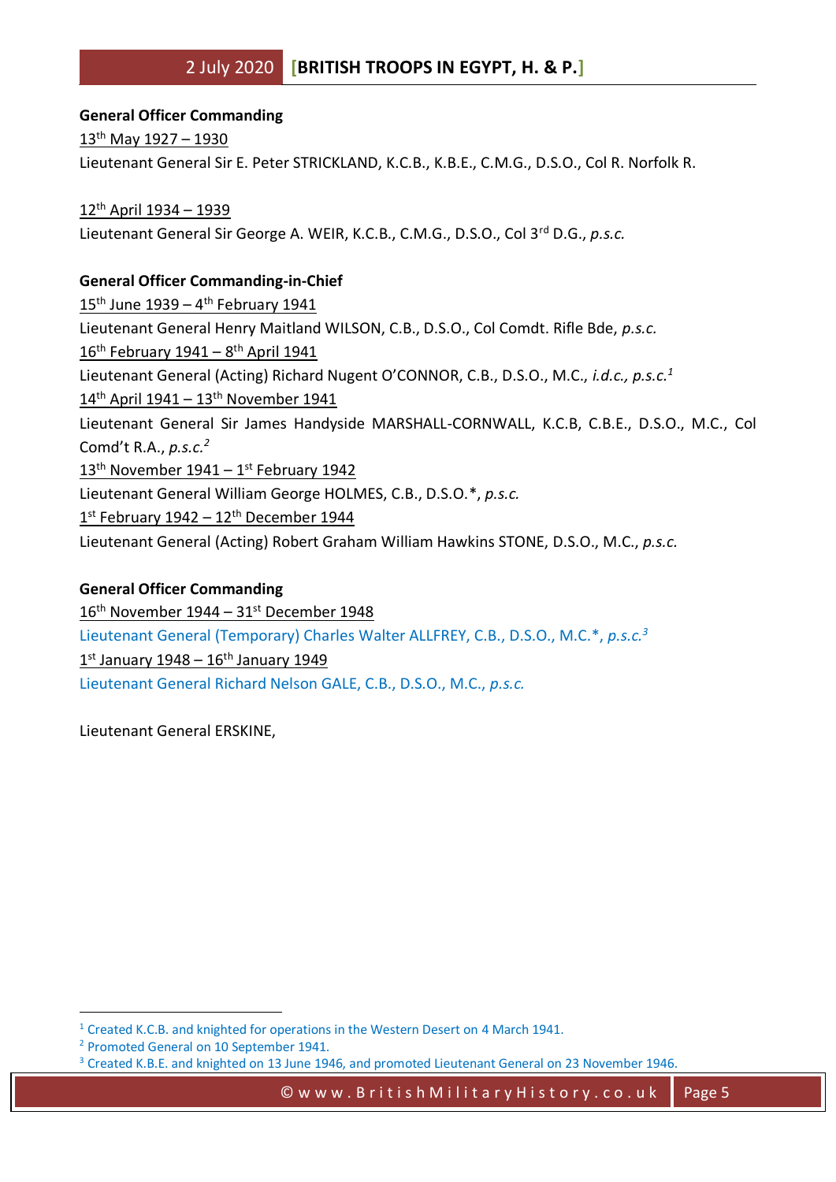**General Officer Commanding**

13th May 1927 – 1930

Lieutenant General Sir E. Peter STRICKLAND, K.C.B., K.B.E., C.M.G., D.S.O., Col R. Norfolk R.

12th April 1934 – 1939

Lieutenant General Sir George A. WEIR, K.C.B., C.M.G., D.S.O., Col 3rd D.G., *p.s.c.*

**General Officer Commanding-in-Chief**

15th June 1939 – 4th February 1941

Lieutenant General Henry Maitland WILSON, C.B., D.S.O., Col Comdt. Rifle Bde, *p.s.c.*

16th February 1941 – 8th April 1941

Lieutenant General (Acting) Richard Nugent O'CONNOR, C.B., D.S.O., M.C., *i.d.c., p.s.c.*[1]

14th April 1941 – 13th November 1941

Lieutenant General Sir James Handyside MARSHALL-CORNWALL, K.C.B, C.B.E., D.S.O., M.C., Col Comd't R.A., *p.s.c.*[2]

13th November 1941 – 1st February 1942

Lieutenant General William George HOLMES, C.B., D.S.O.*, *p.s.c.*

1st February 1942 – 12th December 1944

Lieutenant General (Acting) Robert Graham William Hawkins STONE, D.S.O., M.C., *p.s.c.*

**General Officer Commanding**

16th November 1944 – 31st December 1948

Lieutenant General (Temporary) Charles Walter ALLFREY, C.B., D.S.O., M.C.*, *p.s.c.*[3]

1st January 1948 – 16th January 1949

Lieutenant General Richard Nelson GALE, C.B., D.S.O., M.C., *p.s.c.*

Lieutenant General ERSKINE,

---

[1] Created K.C.B. and knighted for operations in the Western Desert on 4 March 1941.

[2] Promoted General on 10 September 1941.

[3] Created K.B.E. and knighted on 13 June 1946, and promoted Lieutenant General on 23 November 1946.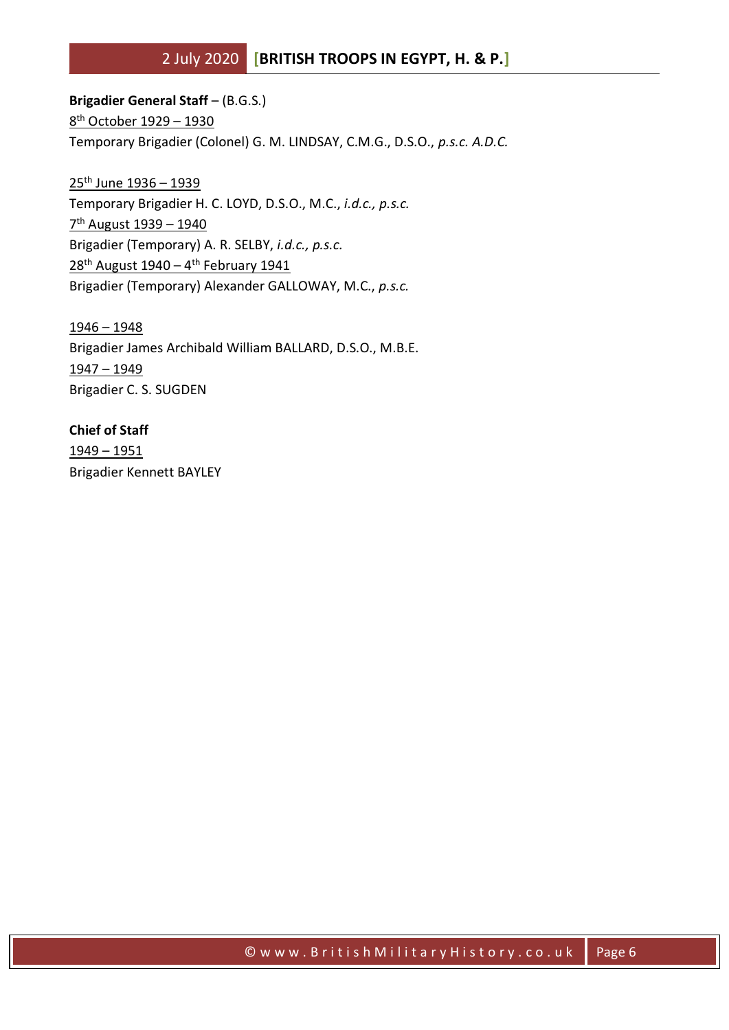**Brigadier General Staff** – (B.G.S.)

8th October 1929 – 1930

Temporary Brigadier (Colonel) G. M. LINDSAY, C.M.G., D.S.O., *p.s.c. A.D.C.*

25th June 1936 – 1939

Temporary Brigadier H. C. LOYD, D.S.O., M.C., *i.d.c., p.s.c.*

7th August 1939 – 1940

Brigadier (Temporary) A. R. SELBY, *i.d.c., p.s.c.*

28th August 1940 – 4th February 1941

Brigadier (Temporary) Alexander GALLOWAY, M.C., *p.s.c.*

1946 – 1948

Brigadier James Archibald William BALLARD, D.S.O., M.B.E.

1947 – 1949

Brigadier C. S. SUGDEN

**Chief of Staff**

1949 – 1951

Brigadier Kennett BAYLEY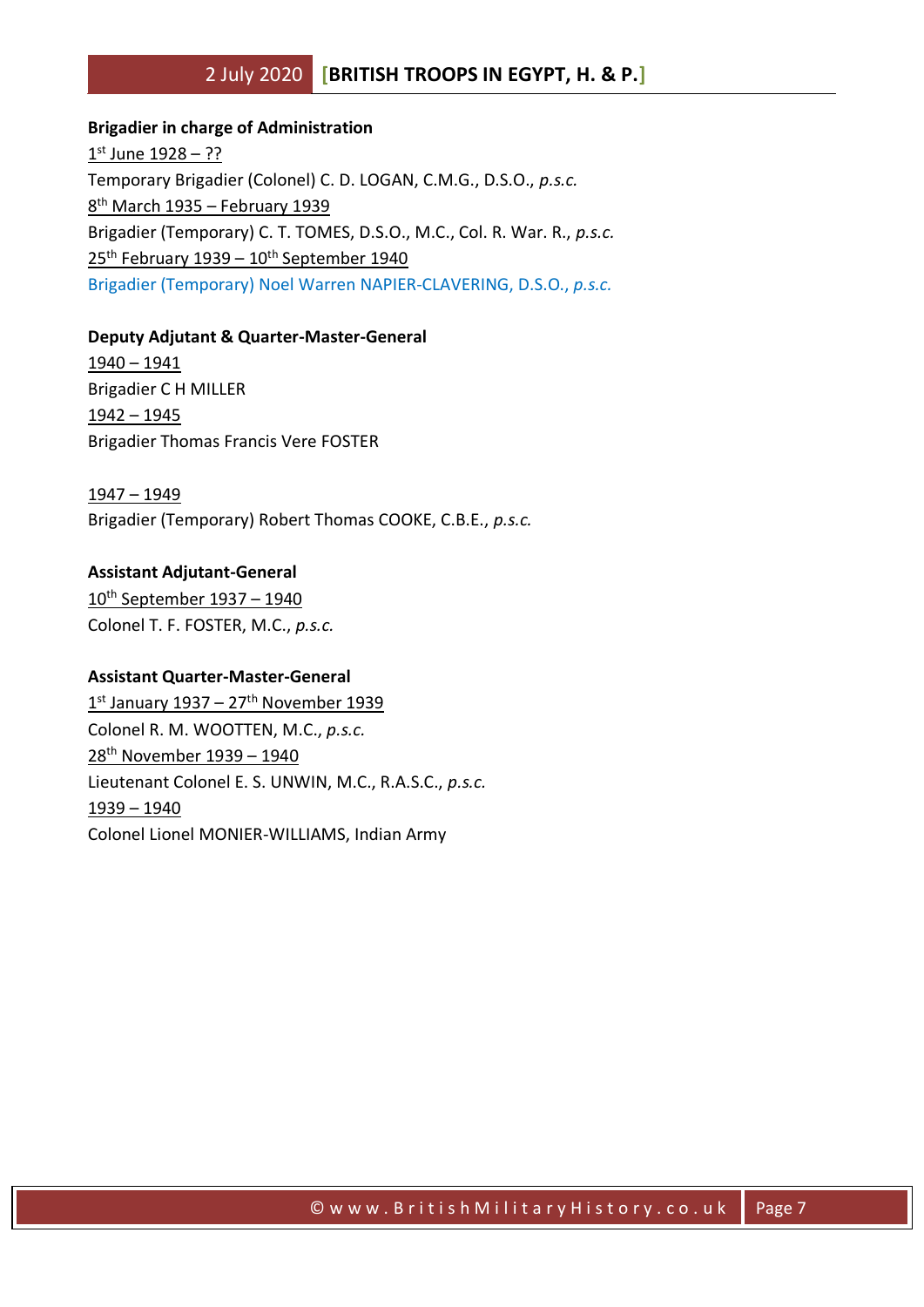**Brigadier in charge of Administration**

1st June 1928 – ??

Temporary Brigadier (Colonel) C. D. LOGAN, C.M.G., D.S.O., *p.s.c.*

8th March 1935 – February 1939

Brigadier (Temporary) C. T. TOMES, D.S.O., M.C., Col. R. War. R., *p.s.c.*

25th February 1939 – 10th September 1940

Brigadier (Temporary) Noel Warren NAPIER-CLAVERING, D.S.O., *p.s.c.*

**Deputy Adjutant & Quarter-Master-General**

1940 – 1941

Brigadier C H MILLER

1942 – 1945

Brigadier Thomas Francis Vere FOSTER

1947 – 1949

Brigadier (Temporary) Robert Thomas COOKE, C.B.E., *p.s.c.*

**Assistant Adjutant-General**

10th September 1937 – 1940

Colonel T. F. FOSTER, M.C., *p.s.c.*

**Assistant Quarter-Master-General**

1st January 1937 – 27th November 1939

Colonel R. M. WOOTTEN, M.C., *p.s.c.*

28th November 1939 – 1940

Lieutenant Colonel E. S. UNWIN, M.C., R.A.S.C., *p.s.c.*

1939 – 1940

Colonel Lionel MONIER-WILLIAMS, Indian Army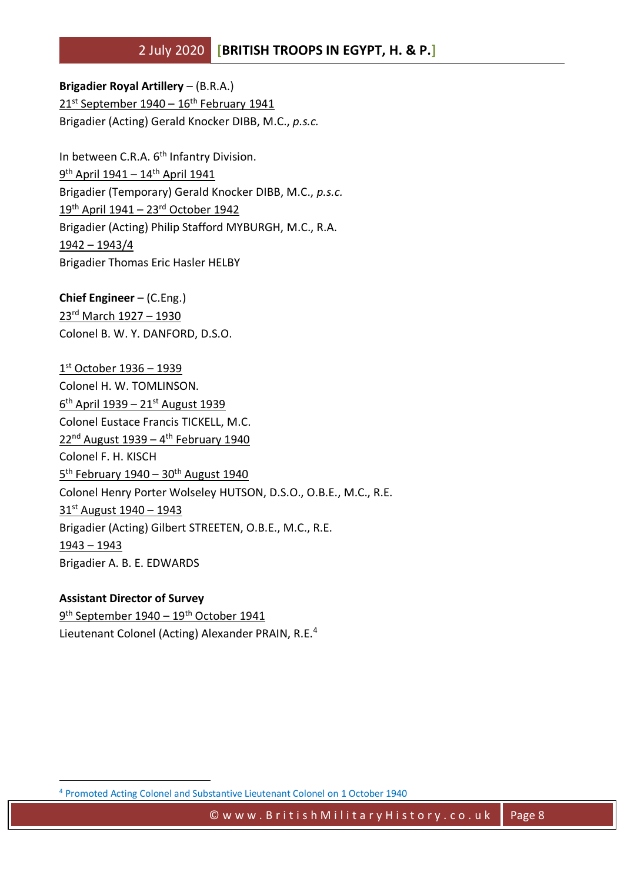**Brigadier Royal Artillery** – (B.R.A.)

21st September 1940 – 16th February 1941

Brigadier (Acting) Gerald Knocker DIBB, M.C., *p.s.c.*

In between C.R.A. 6th Infantry Division.

9th April 1941 – 14th April 1941

Brigadier (Temporary) Gerald Knocker DIBB, M.C., *p.s.c.*

19th April 1941 – 23rd October 1942

Brigadier (Acting) Philip Stafford MYBURGH, M.C., R.A.

1942 – 1943/4

Brigadier Thomas Eric Hasler HELBY

**Chief Engineer** – (C.Eng.)

23rd March 1927 – 1930

Colonel B. W. Y. DANFORD, D.S.O.

1st October 1936 – 1939

Colonel H. W. TOMLINSON.

6th April 1939 – 21st August 1939

Colonel Eustace Francis TICKELL, M.C.

22nd August 1939 – 4th February 1940

Colonel F. H. KISCH

5th February 1940 – 30th August 1940

Colonel Henry Porter Wolseley HUTSON, D.S.O., O.B.E., M.C., R.E.

31st August 1940 – 1943

Brigadier (Acting) Gilbert STREETEN, O.B.E., M.C., R.E.

1943 – 1943

Brigadier A. B. E. EDWARDS

**Assistant Director of Survey**

9th September 1940 – 19th October 1941

Lieutenant Colonel (Acting) Alexander PRAIN, R.E.[4]

[4] Promoted Acting Colonel and Substantive Lieutenant Colonel on 1 October 1940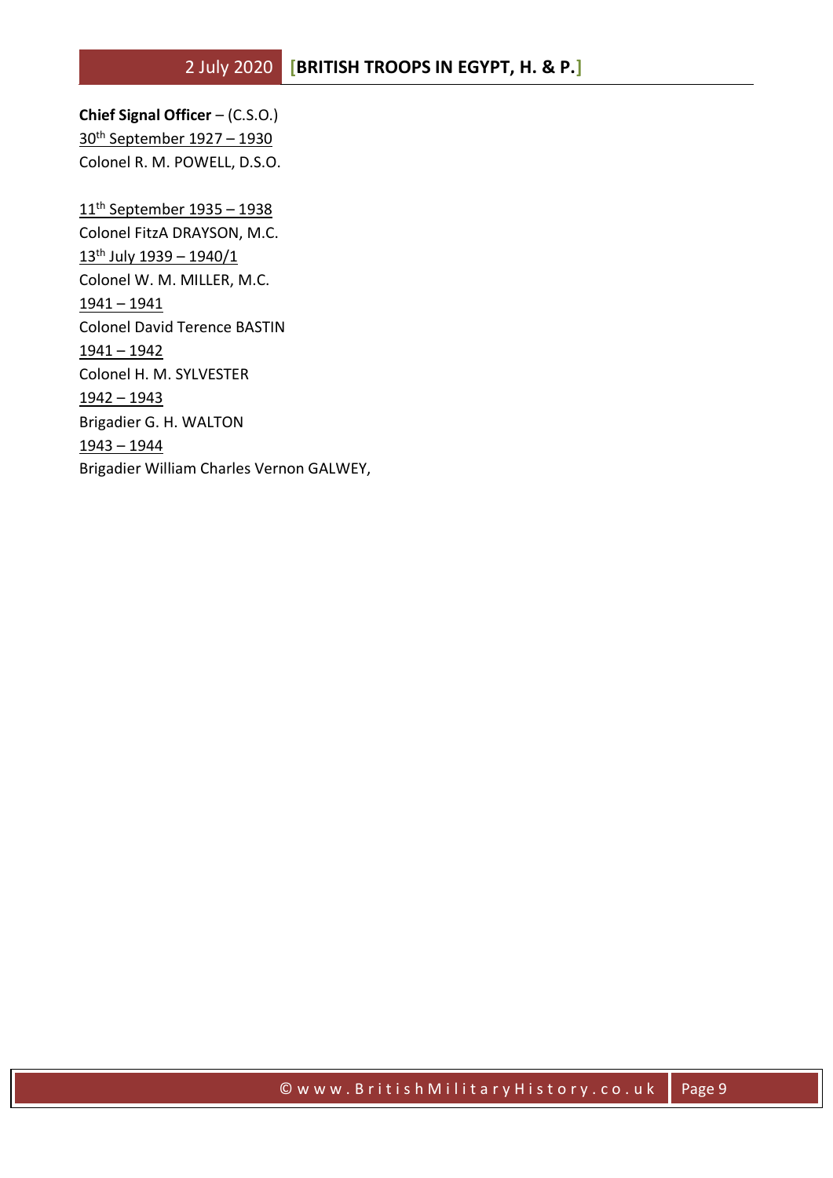**Chief Signal Officer** – (C.S.O.)

<u>30th September 1927 – 1930</u>
Colonel R. M. POWELL, D.S.O.

<u>11th September 1935 – 1938</u>
Colonel FitzA DRAYSON, M.C.

<u>13th July 1939 – 1940/1</u>
Colonel W. M. MILLER, M.C.

<u>1941 – 1941</u>
Colonel David Terence BASTIN

<u>1941 – 1942</u>
Colonel H. M. SYLVESTER

<u>1942 – 1943</u>
Brigadier G. H. WALTON

<u>1943 – 1944</u>
Brigadier William Charles Vernon GALWEY,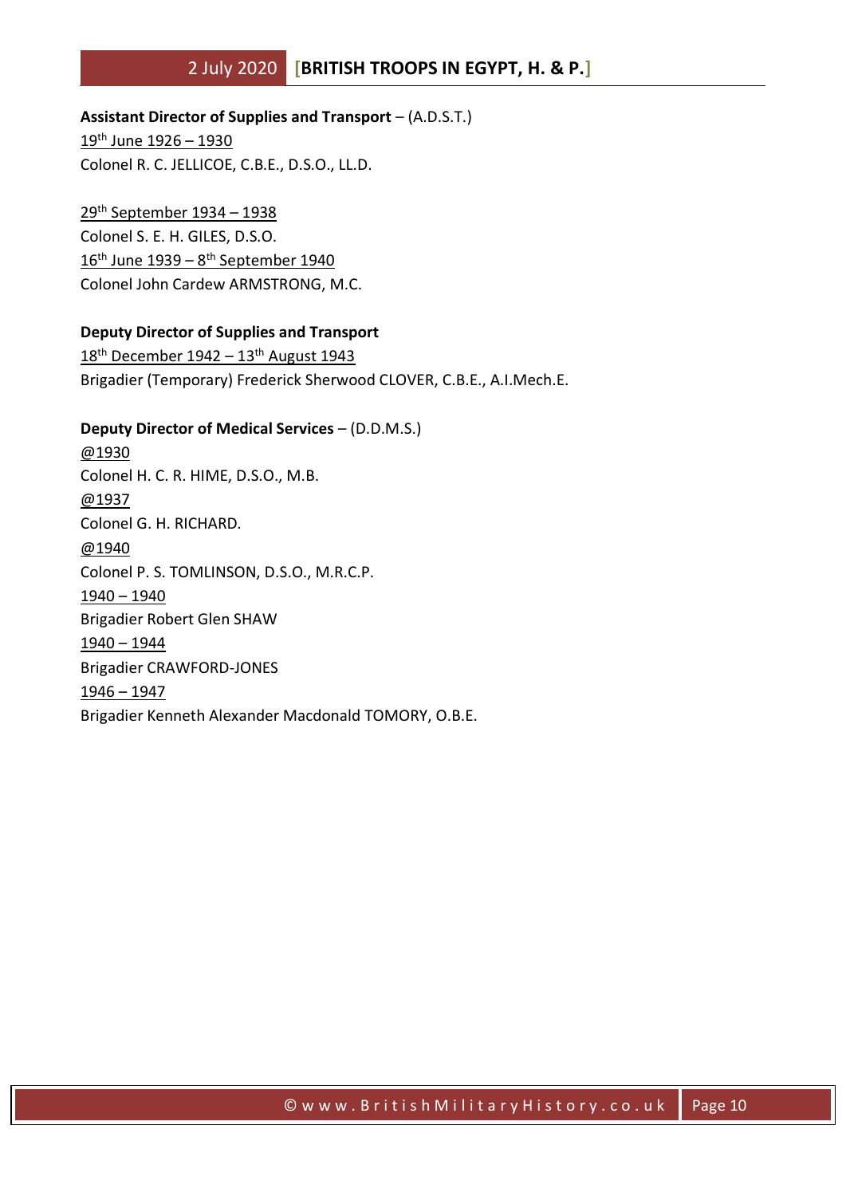**Assistant Director of Supplies and Transport** – (A.D.S.T.)

<u>19th June 1926 – 1930</u>

Colonel R. C. JELLICOE, C.B.E., D.S.O., LL.D.

<u>29th September 1934 – 1938</u>

Colonel S. E. H. GILES, D.S.O.

<u>16th June 1939 – 8th September 1940</u>

Colonel John Cardew ARMSTRONG, M.C.

**Deputy Director of Supplies and Transport**

<u>18th December 1942 – 13th August 1943</u>

Brigadier (Temporary) Frederick Sherwood CLOVER, C.B.E., A.I.Mech.E.

**Deputy Director of Medical Services** – (D.D.M.S.)

<u>@1930</u>

Colonel H. C. R. HIME, D.S.O., M.B.

<u>@1937</u>

Colonel G. H. RICHARD.

<u>@1940</u>

Colonel P. S. TOMLINSON, D.S.O., M.R.C.P.

<u>1940 – 1940</u>

Brigadier Robert Glen SHAW

<u>1940 – 1944</u>

Brigadier CRAWFORD-JONES

<u>1946 – 1947</u>

Brigadier Kenneth Alexander Macdonald TOMORY, O.B.E.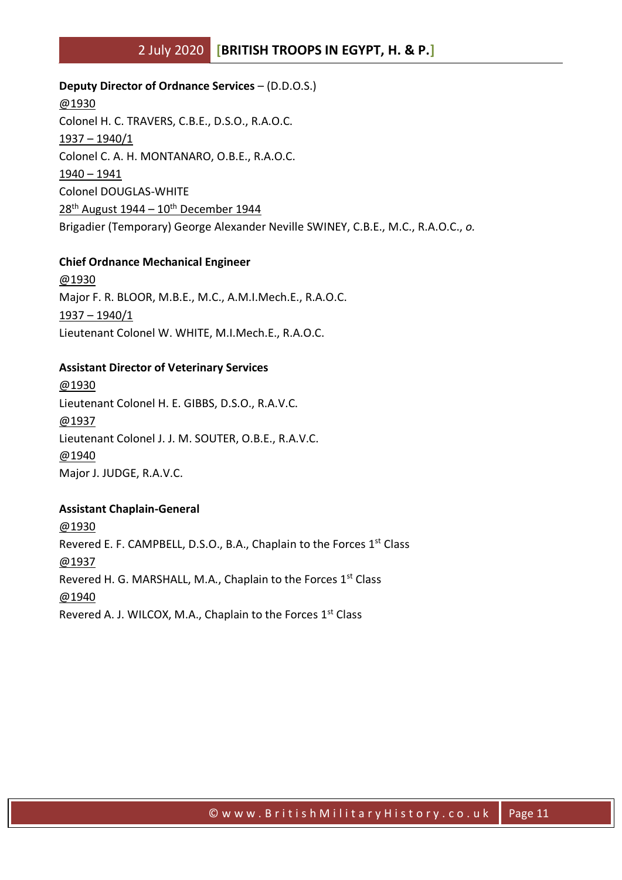**Deputy Director of Ordnance Services** – (D.D.O.S.)

@1930

Colonel H. C. TRAVERS, C.B.E., D.S.O., R.A.O.C.

1937 – 1940/1

Colonel C. A. H. MONTANARO, O.B.E., R.A.O.C.

1940 – 1941

Colonel DOUGLAS-WHITE

28th August 1944 – 10th December 1944

Brigadier (Temporary) George Alexander Neville SWINEY, C.B.E., M.C., R.A.O.C., *o.*

**Chief Ordnance Mechanical Engineer**

@1930

Major F. R. BLOOR, M.B.E., M.C., A.M.I.Mech.E., R.A.O.C.

1937 – 1940/1

Lieutenant Colonel W. WHITE, M.I.Mech.E., R.A.O.C.

**Assistant Director of Veterinary Services**

@1930

Lieutenant Colonel H. E. GIBBS, D.S.O., R.A.V.C.

@1937

Lieutenant Colonel J. J. M. SOUTER, O.B.E., R.A.V.C.

@1940

Major J. JUDGE, R.A.V.C.

**Assistant Chaplain-General**

@1930

Revered E. F. CAMPBELL, D.S.O., B.A., Chaplain to the Forces 1st Class

@1937

Revered H. G. MARSHALL, M.A., Chaplain to the Forces 1st Class

@1940

Revered A. J. WILCOX, M.A., Chaplain to the Forces 1st Class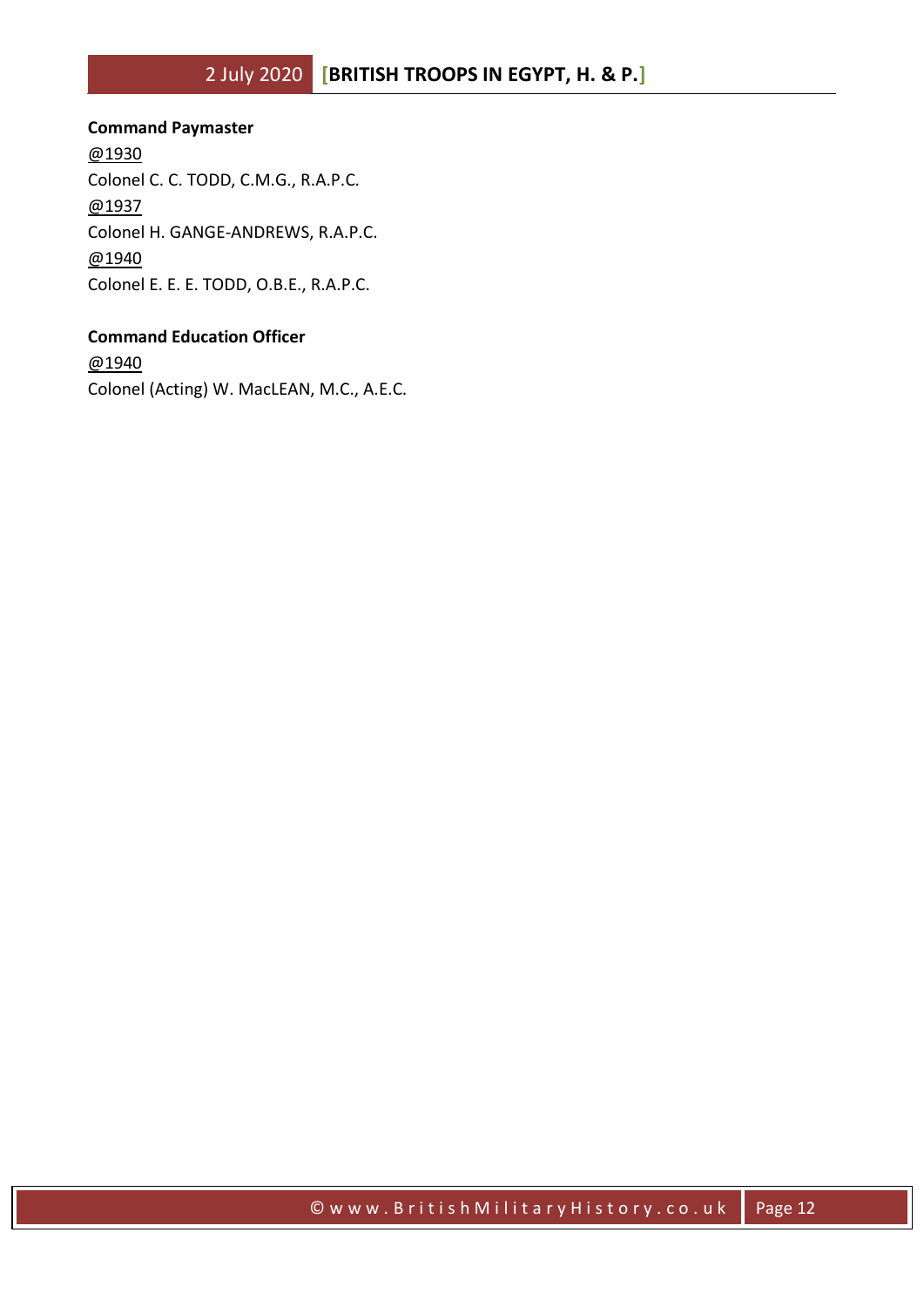**Command Paymaster**

@1930

Colonel C. C. TODD, C.M.G., R.A.P.C.

@1937

Colonel H. GANGE-ANDREWS, R.A.P.C.

@1940

Colonel E. E. E. TODD, O.B.E., R.A.P.C.

**Command Education Officer**

@1940

Colonel (Acting) W. MacLEAN, M.C., A.E.C.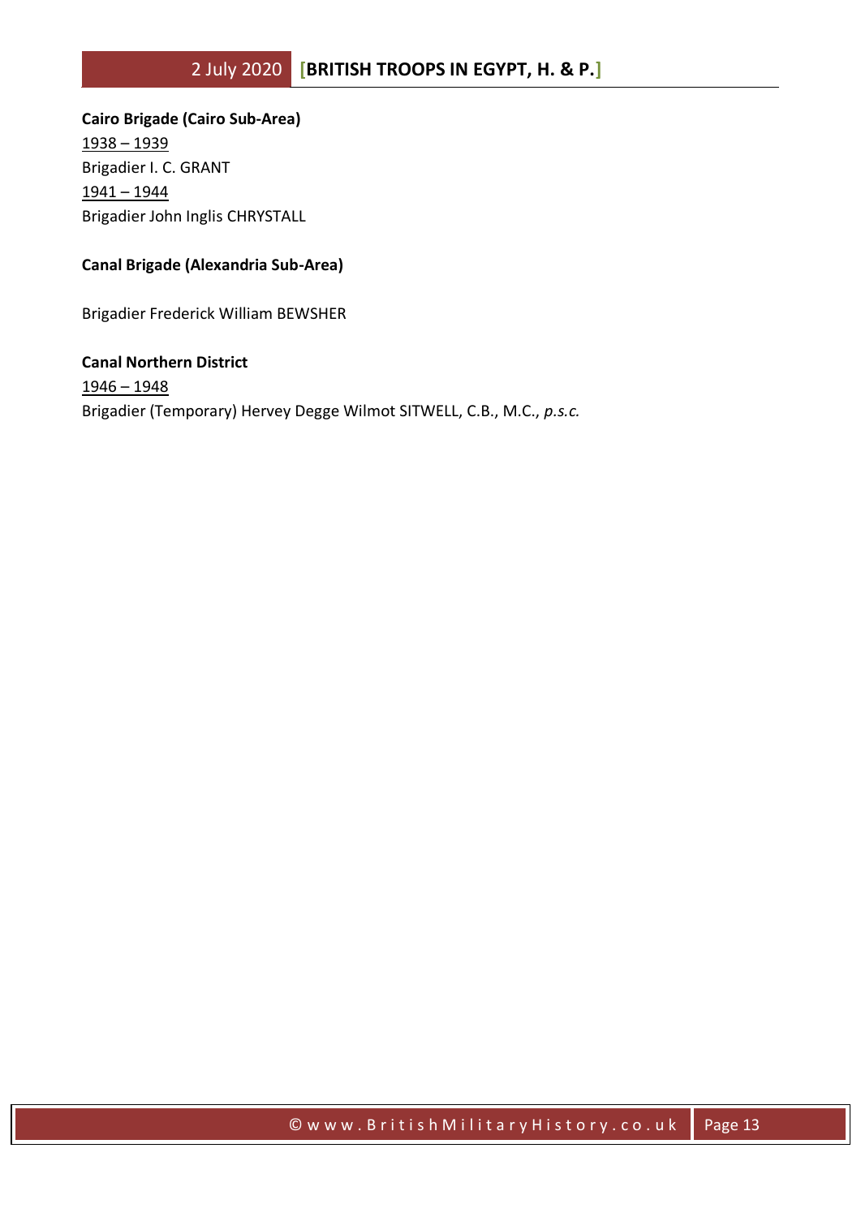**Cairo Brigade (Cairo Sub-Area)**

1938 – 1939

Brigadier I. C. GRANT

1941 – 1944

Brigadier John Inglis CHRYSTALL

**Canal Brigade (Alexandria Sub-Area)**

Brigadier Frederick William BEWSHER

**Canal Northern District**

1946 – 1948

Brigadier (Temporary) Hervey Degge Wilmot SITWELL, C.B., M.C., *p.s.c.*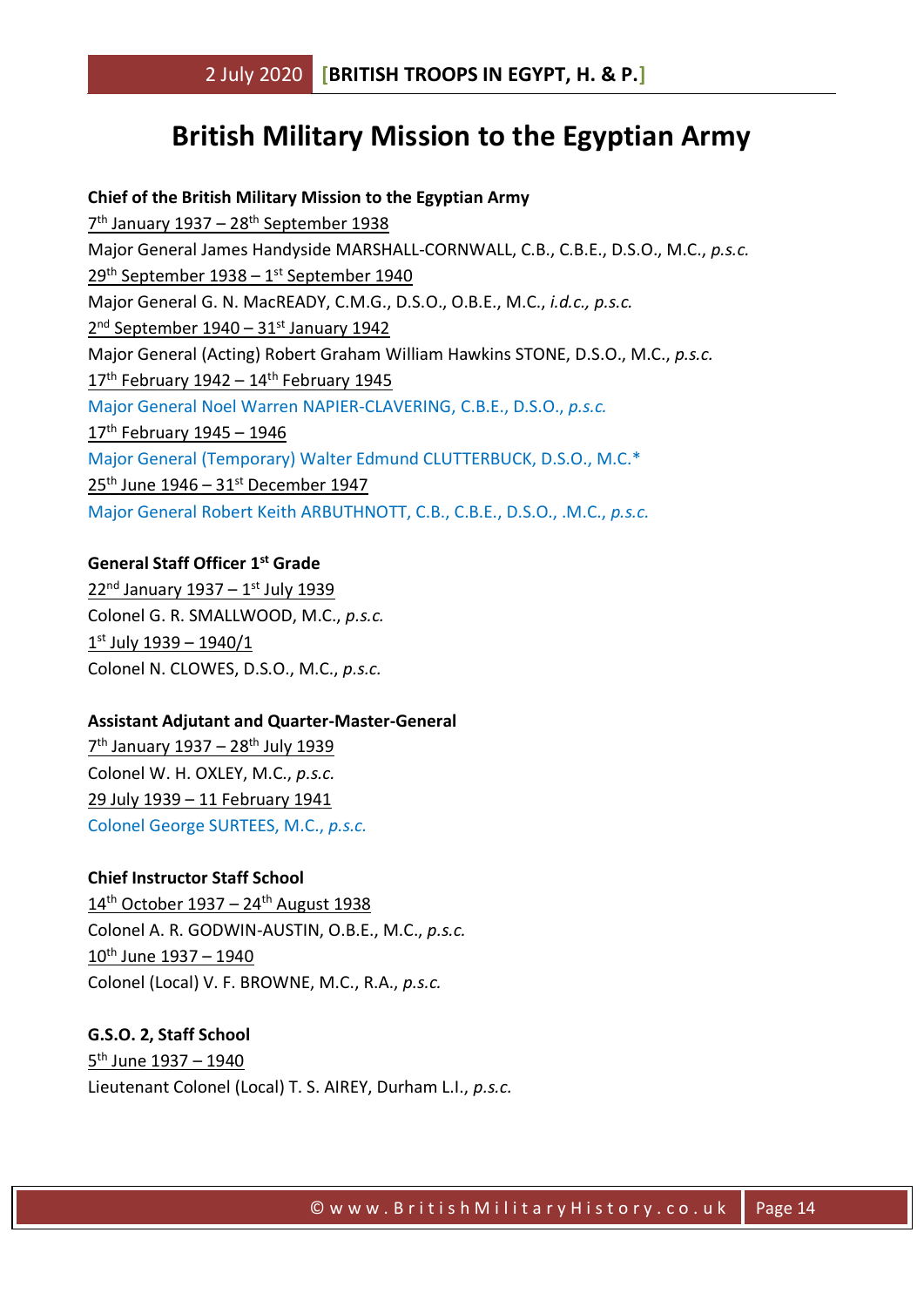# British Military Mission to the Egyptian Army

**Chief of the British Military Mission to the Egyptian Army**

7th January 1937 – 28th September 1938

Major General James Handyside MARSHALL-CORNWALL, C.B., C.B.E., D.S.O., M.C., *p.s.c.*

29th September 1938 – 1st September 1940

Major General G. N. MacREADY, C.M.G., D.S.O., O.B.E., M.C., *i.d.c., p.s.c.*

2nd September 1940 – 31st January 1942

Major General (Acting) Robert Graham William Hawkins STONE, D.S.O., M.C., *p.s.c.*

17th February 1942 – 14th February 1945

Major General Noel Warren NAPIER-CLAVERING, C.B.E., D.S.O., *p.s.c.*

17th February 1945 – 1946

Major General (Temporary) Walter Edmund CLUTTERBUCK, D.S.O., M.C.*

25th June 1946 – 31st December 1947

Major General Robert Keith ARBUTHNOTT, C.B., C.B.E., D.S.O., .M.C., *p.s.c.*

**General Staff Officer 1st Grade**

22nd January 1937 – 1st July 1939

Colonel G. R. SMALLWOOD, M.C., *p.s.c.*

1st July 1939 – 1940/1

Colonel N. CLOWES, D.S.O., M.C., *p.s.c.*

**Assistant Adjutant and Quarter-Master-General**

7th January 1937 – 28th July 1939

Colonel W. H. OXLEY, M.C., *p.s.c.*

29 July 1939 – 11 February 1941

Colonel George SURTEES, M.C., *p.s.c.*

**Chief Instructor Staff School**

14th October 1937 – 24th August 1938

Colonel A. R. GODWIN-AUSTIN, O.B.E., M.C., *p.s.c.*

10th June 1937 – 1940

Colonel (Local) V. F. BROWNE, M.C., R.A., *p.s.c.*

**G.S.O. 2, Staff School**

5th June 1937 – 1940

Lieutenant Colonel (Local) T. S. AIREY, Durham L.I., *p.s.c.*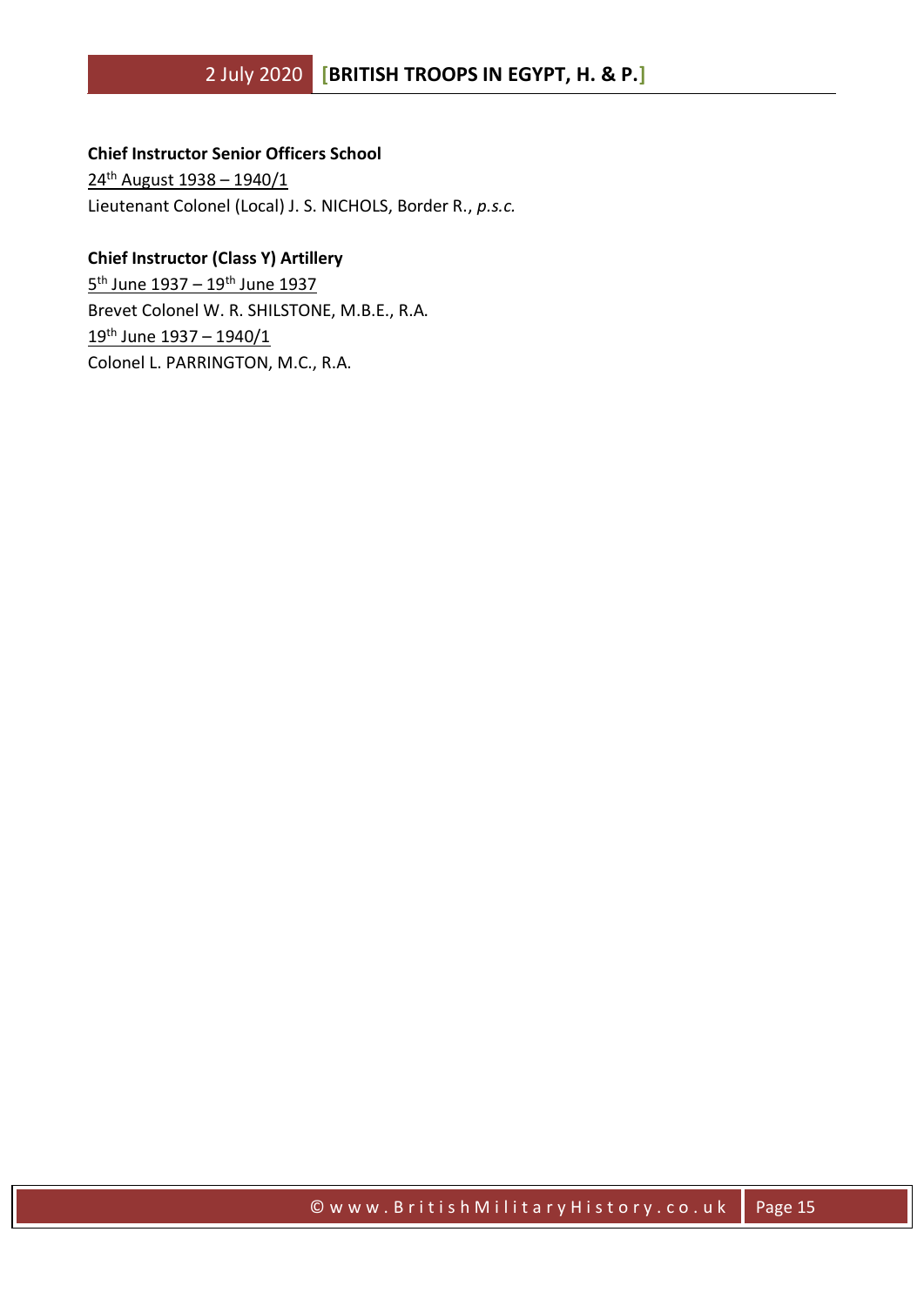**Chief Instructor Senior Officers School**

24th August 1938 – 1940/1

Lieutenant Colonel (Local) J. S. NICHOLS, Border R., *p.s.c.*

**Chief Instructor (Class Y) Artillery**

5th June 1937 – 19th June 1937

Brevet Colonel W. R. SHILSTONE, M.B.E., R.A.

19th June 1937 – 1940/1

Colonel L. PARRINGTON, M.C., R.A.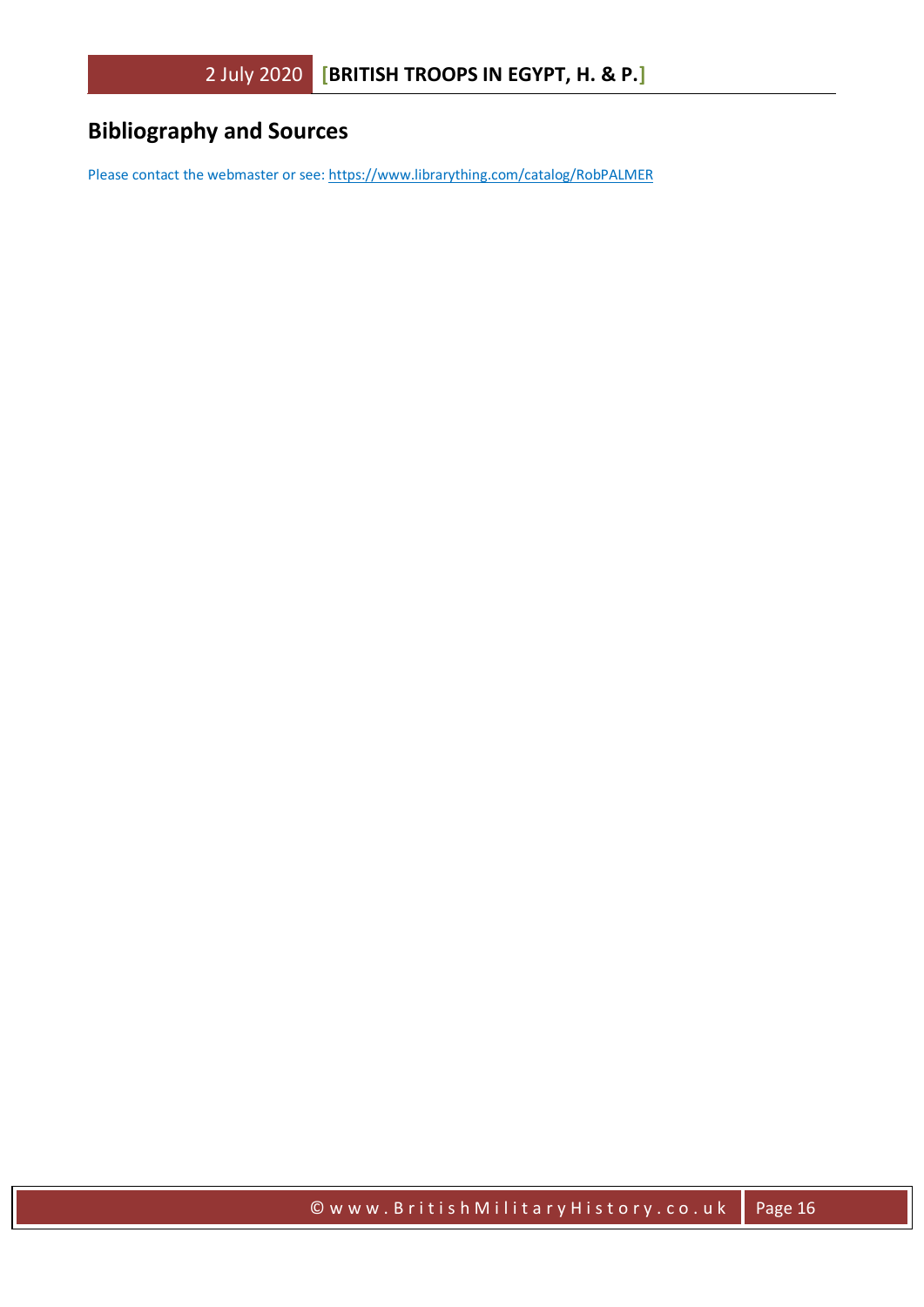## Bibliography and Sources

Please contact the webmaster or see: https://www.librarything.com/catalog/RobPALMER